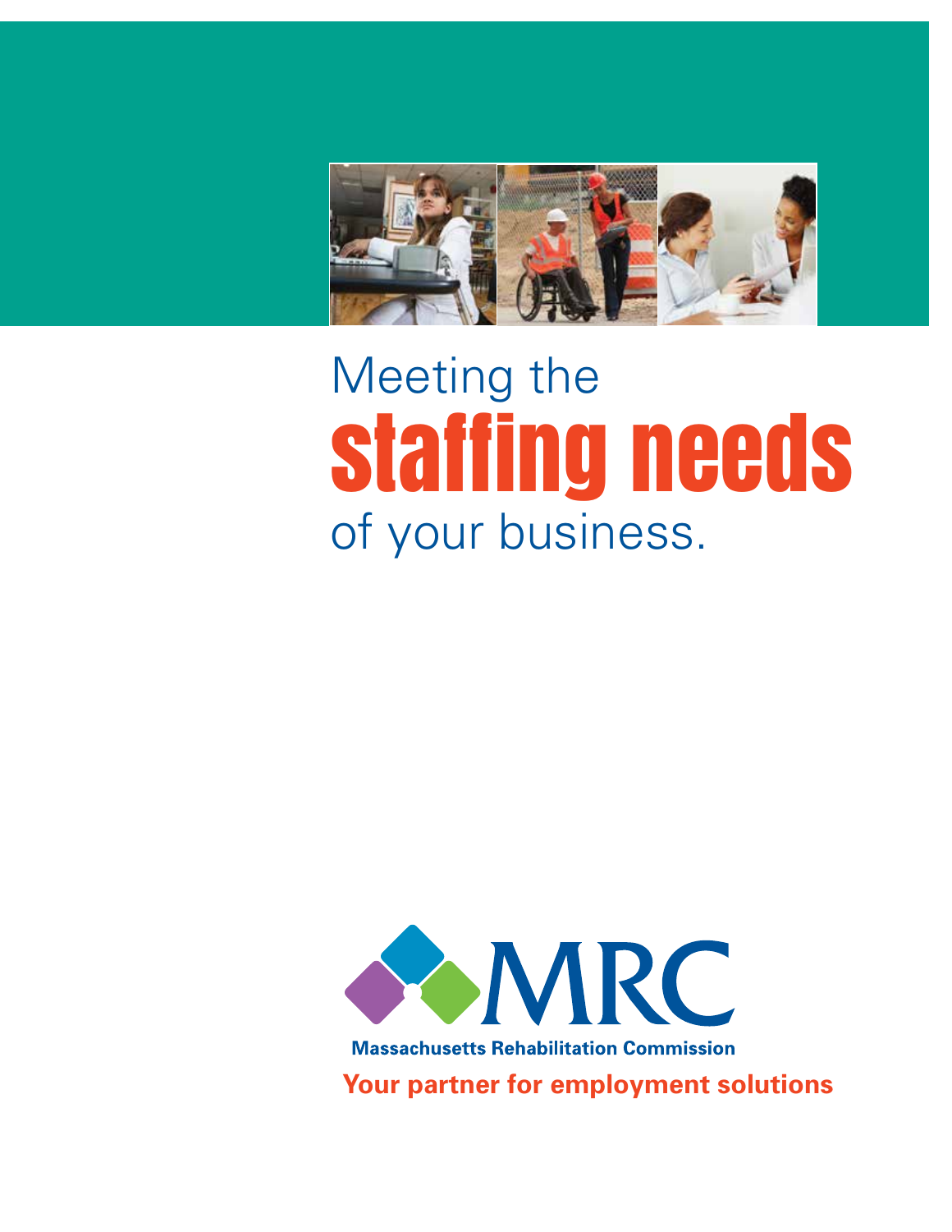# Meeting the **staffing needs** of your business.

MRC

**Massachusetts Rehabilitation Commission**

**Your partner for employment solutions**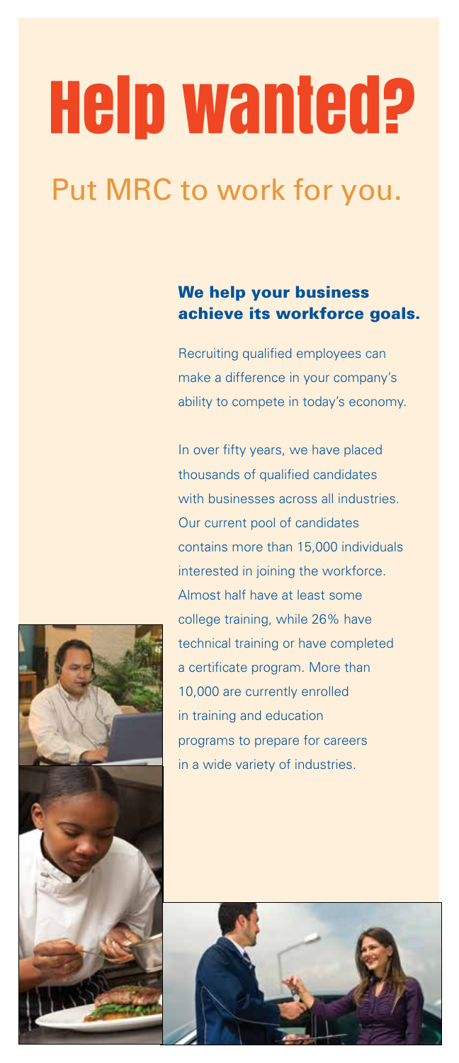# Help wanted?

## Put MRC to work for you.

### We help your business achieve its workforce goals.

Recruiting qualified employees can make a difference in your company's ability to compete in today's economy.

In over fifty years, we have placed thousands of qualified candidates with businesses across all industries. Our current pool of candidates contains more than 15,000 individuals interested in joining the workforce. Almost half have at least some college training, while 26% have technical training or have completed a certificate program. More than 10,000 are currently enrolled in training and education programs to prepare for careers in a wide variety of industries.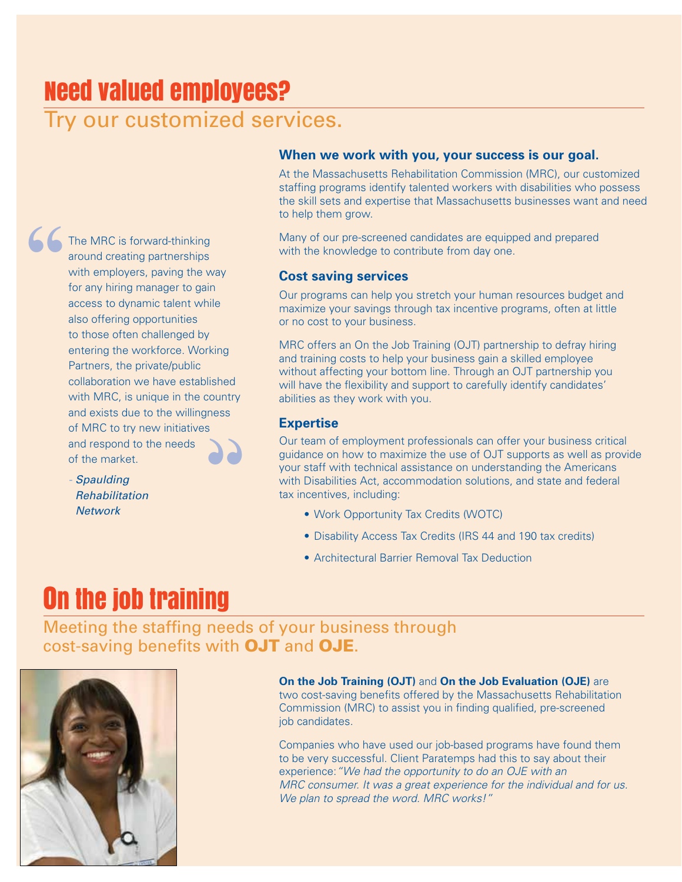# Need valued employees?

## Try our customized services.

> The MRC is forward-thinking around creating partnerships with employers, paving the way for any hiring manager to gain access to dynamic talent while also offering opportunities to those often challenged by entering the workforce. Working Partners, the private/public collaboration we have established with MRC, is unique in the country and exists due to the willingness of MRC to try new initiatives and respond to the needs of the market.
>
> - *Spaulding Rehabilitation Network*

### When we work with you, your success is our goal.

At the Massachusetts Rehabilitation Commission (MRC), our customized staffing programs identify talented workers with disabilities who possess the skill sets and expertise that Massachusetts businesses want and need to help them grow.

Many of our pre-screened candidates are equipped and prepared with the knowledge to contribute from day one.

### Cost saving services

Our programs can help you stretch your human resources budget and maximize your savings through tax incentive programs, often at little or no cost to your business.

MRC offers an On the Job Training (OJT) partnership to defray hiring and training costs to help your business gain a skilled employee without affecting your bottom line. Through an OJT partnership you will have the flexibility and support to carefully identify candidates' abilities as they work with you.

### Expertise

Our team of employment professionals can offer your business critical guidance on how to maximize the use of OJT supports as well as provide your staff with technical assistance on understanding the Americans with Disabilities Act, accommodation solutions, and state and federal tax incentives, including:

- Work Opportunity Tax Credits (WOTC)
- Disability Access Tax Credits (IRS 44 and 190 tax credits)
- Architectural Barrier Removal Tax Deduction

# On the job training

## Meeting the staffing needs of your business through cost-saving benefits with **OJT** and **OJE**.

**On the Job Training (OJT)** and **On the Job Evaluation (OJE)** are two cost-saving benefits offered by the Massachusetts Rehabilitation Commission (MRC) to assist you in finding qualified, pre-screened job candidates.

Companies who have used our job-based programs have found them to be very successful. Client Paratemps had this to say about their experience: *"We had the opportunity to do an OJE with an MRC consumer. It was a great experience for the individual and for us. We plan to spread the word. MRC works!"*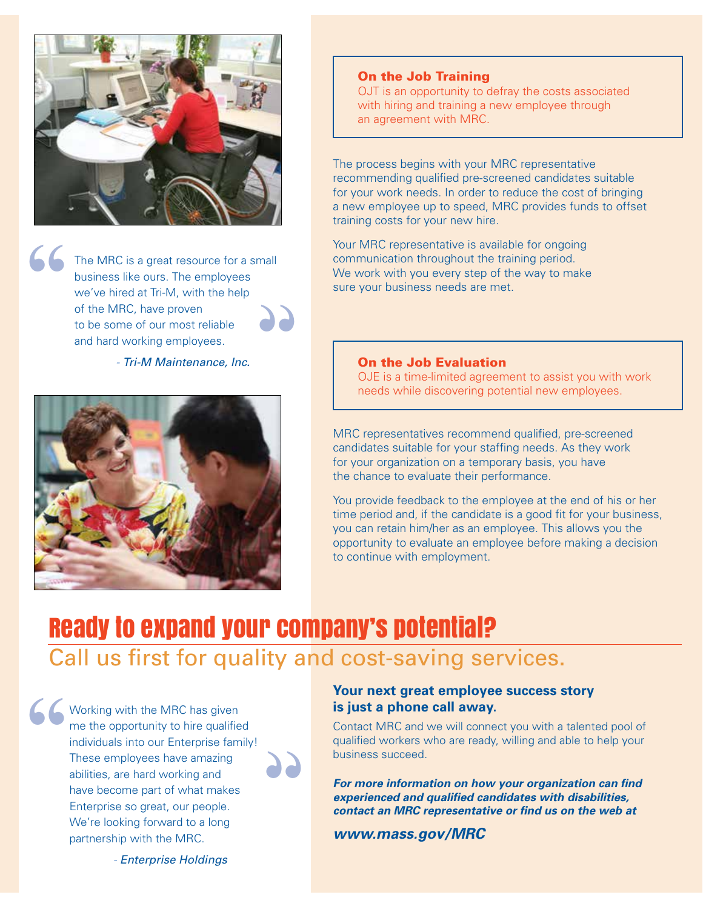> The MRC is a great resource for a small business like ours. The employees we've hired at Tri-M, with the help of the MRC, have proven to be some of our most reliable and hard working employees.
>
> *- Tri-M Maintenance, Inc.*

### On the Job Training

OJT is an opportunity to defray the costs associated with hiring and training a new employee through an agreement with MRC.

The process begins with your MRC representative recommending qualified pre-screened candidates suitable for your work needs. In order to reduce the cost of bringing a new employee up to speed, MRC provides funds to offset training costs for your new hire.

Your MRC representative is available for ongoing communication throughout the training period. We work with you every step of the way to make sure your business needs are met.

### On the Job Evaluation

OJE is a time-limited agreement to assist you with work needs while discovering potential new employees.

MRC representatives recommend qualified, pre-screened candidates suitable for your staffing needs. As they work for your organization on a temporary basis, you have the chance to evaluate their performance.

You provide feedback to the employee at the end of his or her time period and, if the candidate is a good fit for your business, you can retain him/her as an employee. This allows you the opportunity to evaluate an employee before making a decision to continue with employment.

## Ready to expand your company's potential?

Call us first for quality and cost-saving services.

> Working with the MRC has given me the opportunity to hire qualified individuals into our Enterprise family! These employees have amazing abilities, are hard working and have become part of what makes Enterprise so great, our people. We're looking forward to a long partnership with the MRC.
>
> *- Enterprise Holdings*

### Your next great employee success story is just a phone call away.

Contact MRC and we will connect you with a talented pool of qualified workers who are ready, willing and able to help your business succeed.

***For more information on how your organization can find experienced and qualified candidates with disabilities, contact an MRC representative or find us on the web at***

***www.mass.gov/MRC***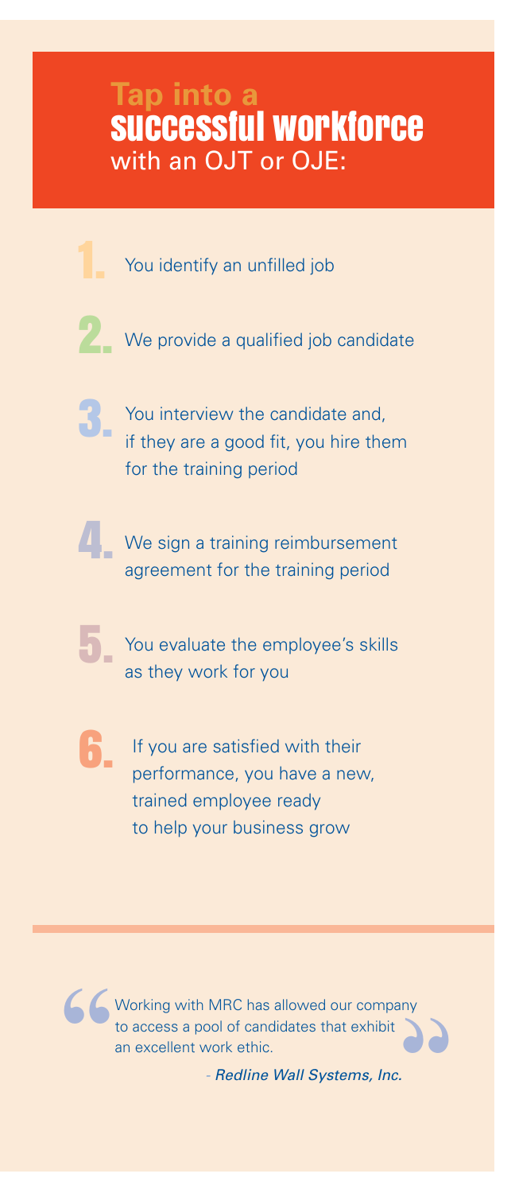# Tap into a successful workforce with an OJT or OJE:

1. You identify an unfilled job
2. We provide a qualified job candidate
3. You interview the candidate and, if they are a good fit, you hire them for the training period
4. We sign a training reimbursement agreement for the training period
5. You evaluate the employee's skills as they work for you
6. If you are satisfied with their performance, you have a new, trained employee ready to help your business grow

---

> "Working with MRC has allowed our company to access a pool of candidates that exhibit an excellent work ethic."
>
> *- Redline Wall Systems, Inc.*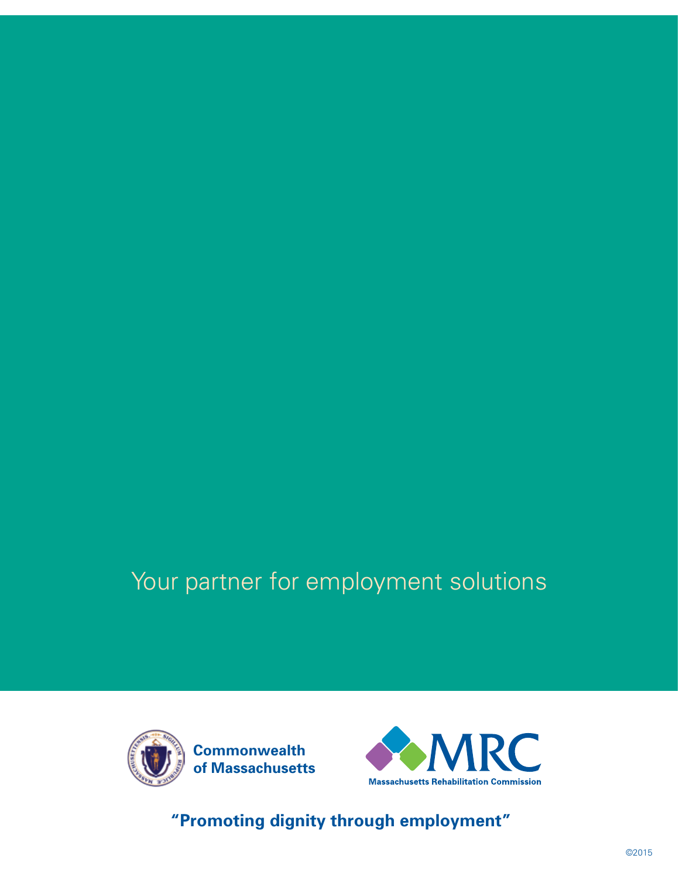Your partner for employment solutions

Commonwealth of Massachusetts

MRC

Massachusetts Rehabilitation Commission

**"Promoting dignity through employment"**

©2015